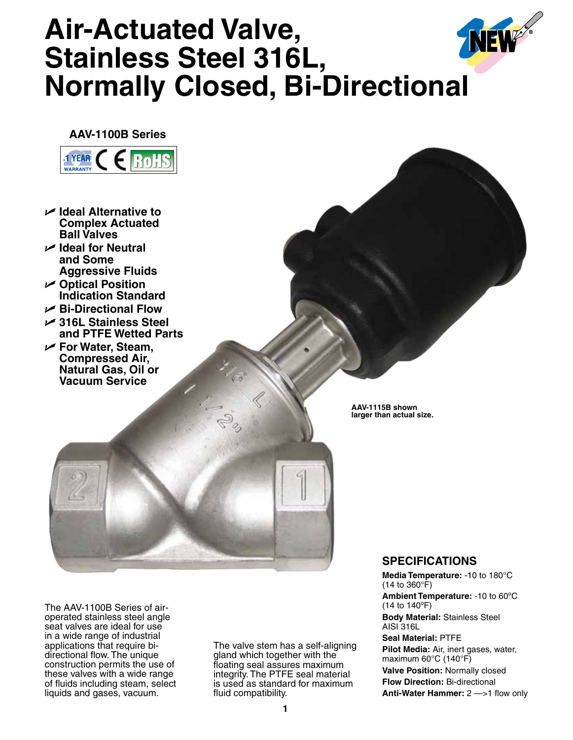# Air-Actuated Valve, Stainless Steel 316L, Normally Closed, Bi-Directional

**AAV-1100B Series**

- **Ideal Alternative to Complex Actuated Ball Valves**
- **Ideal for Neutral and Some Aggressive Fluids**
- **Optical Position Indication Standard**
- **Bi-Directional Flow**
- **316L Stainless Steel and PTFE Wetted Parts**
- **For Water, Steam, Compressed Air, Natural Gas, Oil or Vacuum Service**

**AAV-1115B shown larger than actual size.**

The AAV-1100B Series of air-operated stainless steel angle seat valves are ideal for use in a wide range of industrial applications that require bi-directional flow. The unique construction permits the use of these valves with a wide range of fluids including steam, select liquids and gases, vacuum.

The valve stem has a self-aligning gland which together with the floating seal assures maximum integrity. The PTFE seal material is used as standard for maximum fluid compatibility.

## SPECIFICATIONS

**Media Temperature:** -10 to 180°C (14 to 360°F)

**Ambient Temperature:** -10 to 60ºC (14 to 140ºF)

**Body Material:** Stainless Steel AISI 316L

**Seal Material:** PTFE

**Pilot Media:** Air, inert gases, water, maximum 60°C (140°F)

**Valve Position:** Normally closed

**Flow Direction:** Bi-directional

**Anti-Water Hammer:** 2 —>1 flow only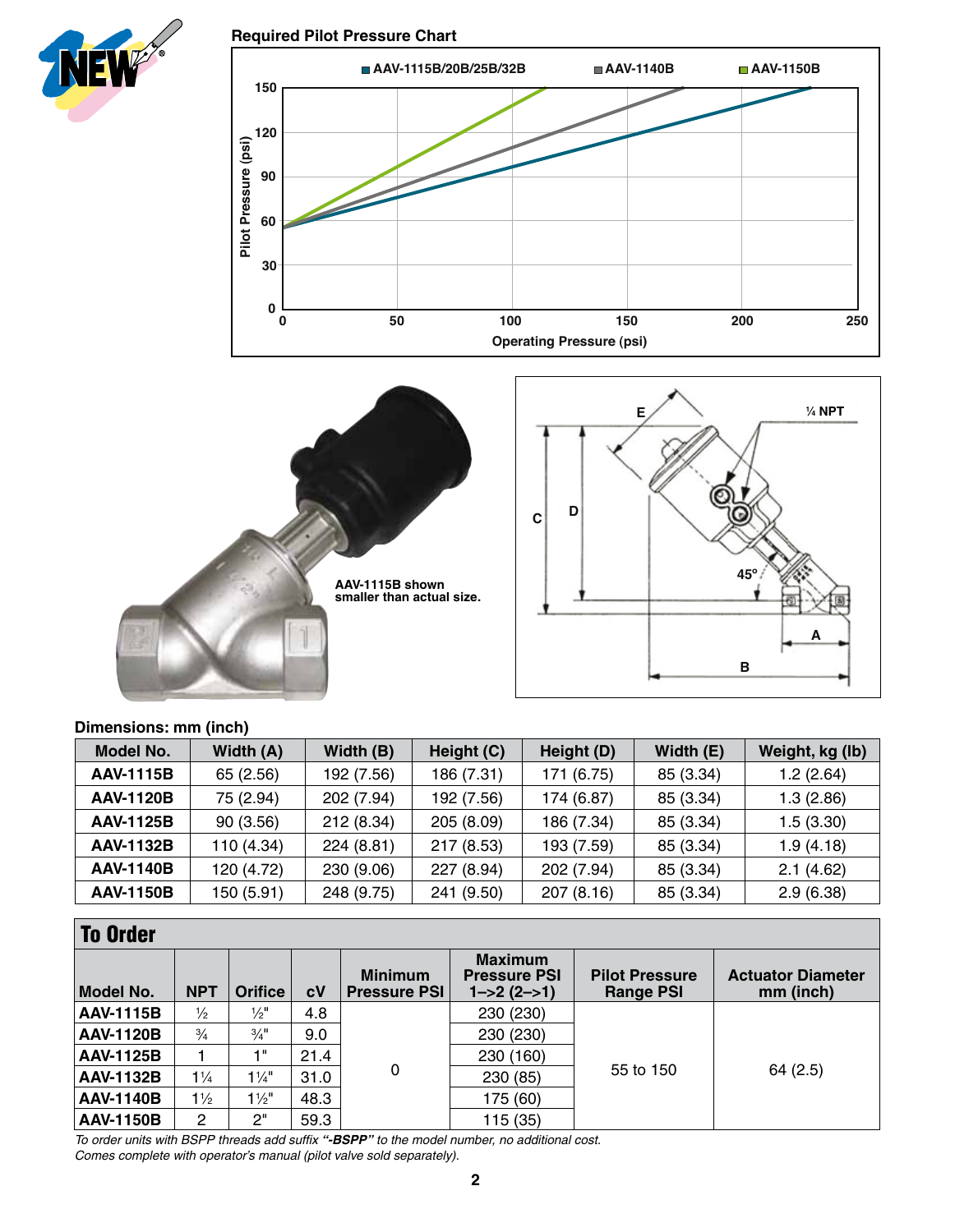## Required Pilot Pressure Chart

AAV-1115B/20B/25B/32B
AAV-1140B
AAV-1150B

Pilot Pressure (psi)
0
30
60
90
120
150

Operating Pressure (psi)
0
50
100
150
200
250

AAV-1115B shown smaller than actual size.

E
¼ NPT
C
D
45°
A
B

**Dimensions: mm (inch)**

| Model No. | Width (A) | Width (B) | Height (C) | Height (D) | Width (E) | Weight, kg (lb) |
|---|---|---|---|---|---|---|
| AAV-1115B | 65 (2.56) | 192 (7.56) | 186 (7.31) | 171 (6.75) | 85 (3.34) | 1.2 (2.64) |
| AAV-1120B | 75 (2.94) | 202 (7.94) | 192 (7.56) | 174 (6.87) | 85 (3.34) | 1.3 (2.86) |
| AAV-1125B | 90 (3.56) | 212 (8.34) | 205 (8.09) | 186 (7.34) | 85 (3.34) | 1.5 (3.30) |
| AAV-1132B | 110 (4.34) | 224 (8.81) | 217 (8.53) | 193 (7.59) | 85 (3.34) | 1.9 (4.18) |
| AAV-1140B | 120 (4.72) | 230 (9.06) | 227 (8.94) | 202 (7.94) | 85 (3.34) | 2.1 (4.62) |
| AAV-1150B | 150 (5.91) | 248 (9.75) | 241 (9.50) | 207 (8.16) | 85 (3.34) | 2.9 (6.38) |

## To Order

| Model No. | NPT | Orifice | cV | Minimum Pressure PSI | Maximum Pressure PSI 1–>2 (2–>1) | Pilot Pressure Range PSI | Actuator Diameter mm (inch) |
|---|---|---|---|---|---|---|---|
| AAV-1115B | ½ | ½" | 4.8 | 0 | 230 (230) | 55 to 150 | 64 (2.5) |
| AAV-1120B | ¾ | ¾" | 9.0 | | 230 (230) | | |
| AAV-1125B | 1 | 1" | 21.4 | | 230 (160) | | |
| AAV-1132B | 1¼ | 1¼" | 31.0 | | 230 (85) | | |
| AAV-1140B | 1½ | 1½" | 48.3 | | 175 (60) | | |
| AAV-1150B | 2 | 2" | 59.3 | | 115 (35) | | |

*To order units with BSPP threads add suffix **"-BSPP"** to the model number, no additional cost.*
*Comes complete with operator's manual (pilot valve sold separately).*